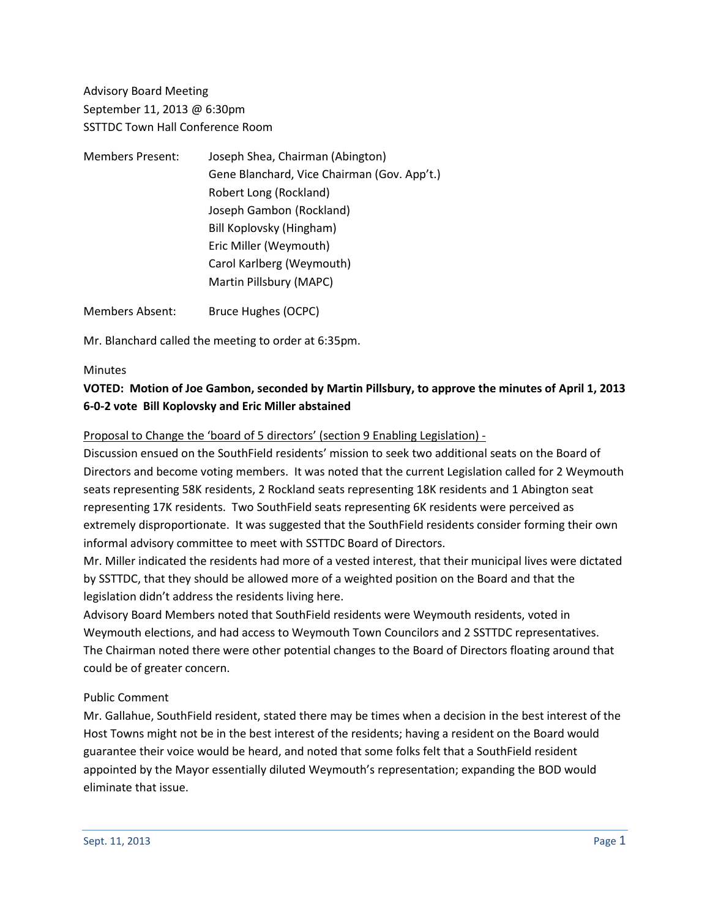Advisory Board Meeting
September 11, 2013 @ 6:30pm
SSTTDC Town Hall Conference Room

| Members Present: | Joseph Shea, Chairman (Abington) |
|---|---|
| | Gene Blanchard, Vice Chairman (Gov. App't.) |
| | Robert Long (Rockland) |
| | Joseph Gambon (Rockland) |
| | Bill Koplovsky (Hingham) |
| | Eric Miller (Weymouth) |
| | Carol Karlberg (Weymouth) |
| | Martin Pillsbury (MAPC) |
| Members Absent: | Bruce Hughes (OCPC) |

Mr. Blanchard called the meeting to order at 6:35pm.

Minutes

**VOTED: Motion of Joe Gambon, seconded by Martin Pillsbury, to approve the minutes of April 1, 2013 6-0-2 vote Bill Koplovsky and Eric Miller abstained**

Proposal to Change the 'board of 5 directors' (section 9 Enabling Legislation) -

Discussion ensued on the SouthField residents' mission to seek two additional seats on the Board of Directors and become voting members. It was noted that the current Legislation called for 2 Weymouth seats representing 58K residents, 2 Rockland seats representing 18K residents and 1 Abington seat representing 17K residents. Two SouthField seats representing 6K residents were perceived as extremely disproportionate. It was suggested that the SouthField residents consider forming their own informal advisory committee to meet with SSTTDC Board of Directors.

Mr. Miller indicated the residents had more of a vested interest, that their municipal lives were dictated by SSTTDC, that they should be allowed more of a weighted position on the Board and that the legislation didn't address the residents living here.

Advisory Board Members noted that SouthField residents were Weymouth residents, voted in Weymouth elections, and had access to Weymouth Town Councilors and 2 SSTTDC representatives.

The Chairman noted there were other potential changes to the Board of Directors floating around that could be of greater concern.

Public Comment

Mr. Gallahue, SouthField resident, stated there may be times when a decision in the best interest of the Host Towns might not be in the best interest of the residents; having a resident on the Board would guarantee their voice would be heard, and noted that some folks felt that a SouthField resident appointed by the Mayor essentially diluted Weymouth's representation; expanding the BOD would eliminate that issue.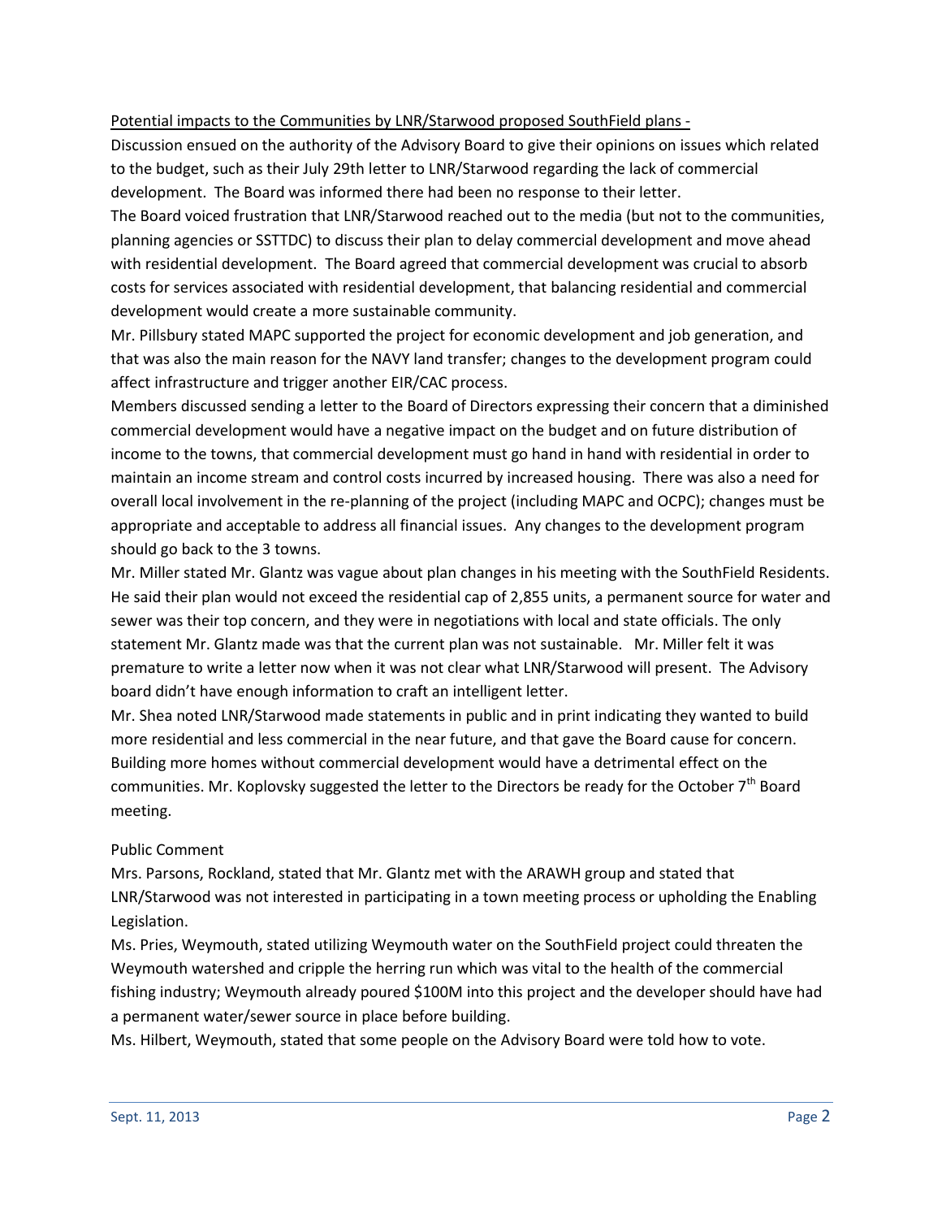Potential impacts to the Communities by LNR/Starwood proposed SouthField plans -

Discussion ensued on the authority of the Advisory Board to give their opinions on issues which related to the budget, such as their July 29th letter to LNR/Starwood regarding the lack of commercial development. The Board was informed there had been no response to their letter.

The Board voiced frustration that LNR/Starwood reached out to the media (but not to the communities, planning agencies or SSTTDC) to discuss their plan to delay commercial development and move ahead with residential development. The Board agreed that commercial development was crucial to absorb costs for services associated with residential development, that balancing residential and commercial development would create a more sustainable community.

Mr. Pillsbury stated MAPC supported the project for economic development and job generation, and that was also the main reason for the NAVY land transfer; changes to the development program could affect infrastructure and trigger another EIR/CAC process.

Members discussed sending a letter to the Board of Directors expressing their concern that a diminished commercial development would have a negative impact on the budget and on future distribution of income to the towns, that commercial development must go hand in hand with residential in order to maintain an income stream and control costs incurred by increased housing. There was also a need for overall local involvement in the re-planning of the project (including MAPC and OCPC); changes must be appropriate and acceptable to address all financial issues. Any changes to the development program should go back to the 3 towns.

Mr. Miller stated Mr. Glantz was vague about plan changes in his meeting with the SouthField Residents. He said their plan would not exceed the residential cap of 2,855 units, a permanent source for water and sewer was their top concern, and they were in negotiations with local and state officials. The only statement Mr. Glantz made was that the current plan was not sustainable. Mr. Miller felt it was premature to write a letter now when it was not clear what LNR/Starwood will present. The Advisory board didn't have enough information to craft an intelligent letter.

Mr. Shea noted LNR/Starwood made statements in public and in print indicating they wanted to build more residential and less commercial in the near future, and that gave the Board cause for concern. Building more homes without commercial development would have a detrimental effect on the communities. Mr. Koplovsky suggested the letter to the Directors be ready for the October 7th Board meeting.

Public Comment

Mrs. Parsons, Rockland, stated that Mr. Glantz met with the ARAWH group and stated that LNR/Starwood was not interested in participating in a town meeting process or upholding the Enabling Legislation.

Ms. Pries, Weymouth, stated utilizing Weymouth water on the SouthField project could threaten the Weymouth watershed and cripple the herring run which was vital to the health of the commercial fishing industry; Weymouth already poured $100M into this project and the developer should have had a permanent water/sewer source in place before building.

Ms. Hilbert, Weymouth, stated that some people on the Advisory Board were told how to vote.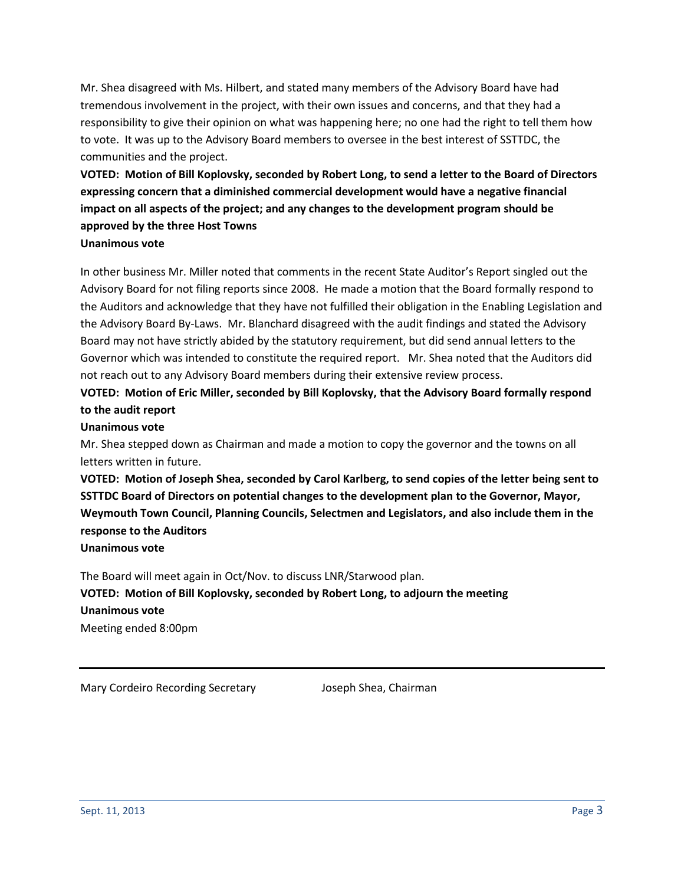Mr. Shea disagreed with Ms. Hilbert, and stated many members of the Advisory Board have had tremendous involvement in the project, with their own issues and concerns, and that they had a responsibility to give their opinion on what was happening here; no one had the right to tell them how to vote. It was up to the Advisory Board members to oversee in the best interest of SSTTDC, the communities and the project.

**VOTED: Motion of Bill Koplovsky, seconded by Robert Long, to send a letter to the Board of Directors expressing concern that a diminished commercial development would have a negative financial impact on all aspects of the project; and any changes to the development program should be approved by the three Host Towns**
**Unanimous vote**

In other business Mr. Miller noted that comments in the recent State Auditor's Report singled out the Advisory Board for not filing reports since 2008. He made a motion that the Board formally respond to the Auditors and acknowledge that they have not fulfilled their obligation in the Enabling Legislation and the Advisory Board By-Laws. Mr. Blanchard disagreed with the audit findings and stated the Advisory Board may not have strictly abided by the statutory requirement, but did send annual letters to the Governor which was intended to constitute the required report. Mr. Shea noted that the Auditors did not reach out to any Advisory Board members during their extensive review process.

**VOTED: Motion of Eric Miller, seconded by Bill Koplovsky, that the Advisory Board formally respond to the audit report**
**Unanimous vote**

Mr. Shea stepped down as Chairman and made a motion to copy the governor and the towns on all letters written in future.

**VOTED: Motion of Joseph Shea, seconded by Carol Karlberg, to send copies of the letter being sent to SSTTDC Board of Directors on potential changes to the development plan to the Governor, Mayor, Weymouth Town Council, Planning Councils, Selectmen and Legislators, and also include them in the response to the Auditors**
**Unanimous vote**

The Board will meet again in Oct/Nov. to discuss LNR/Starwood plan.

**VOTED: Motion of Bill Koplovsky, seconded by Robert Long, to adjourn the meeting**
**Unanimous vote**
Meeting ended 8:00pm

---

Mary Cordeiro Recording Secretary Joseph Shea, Chairman